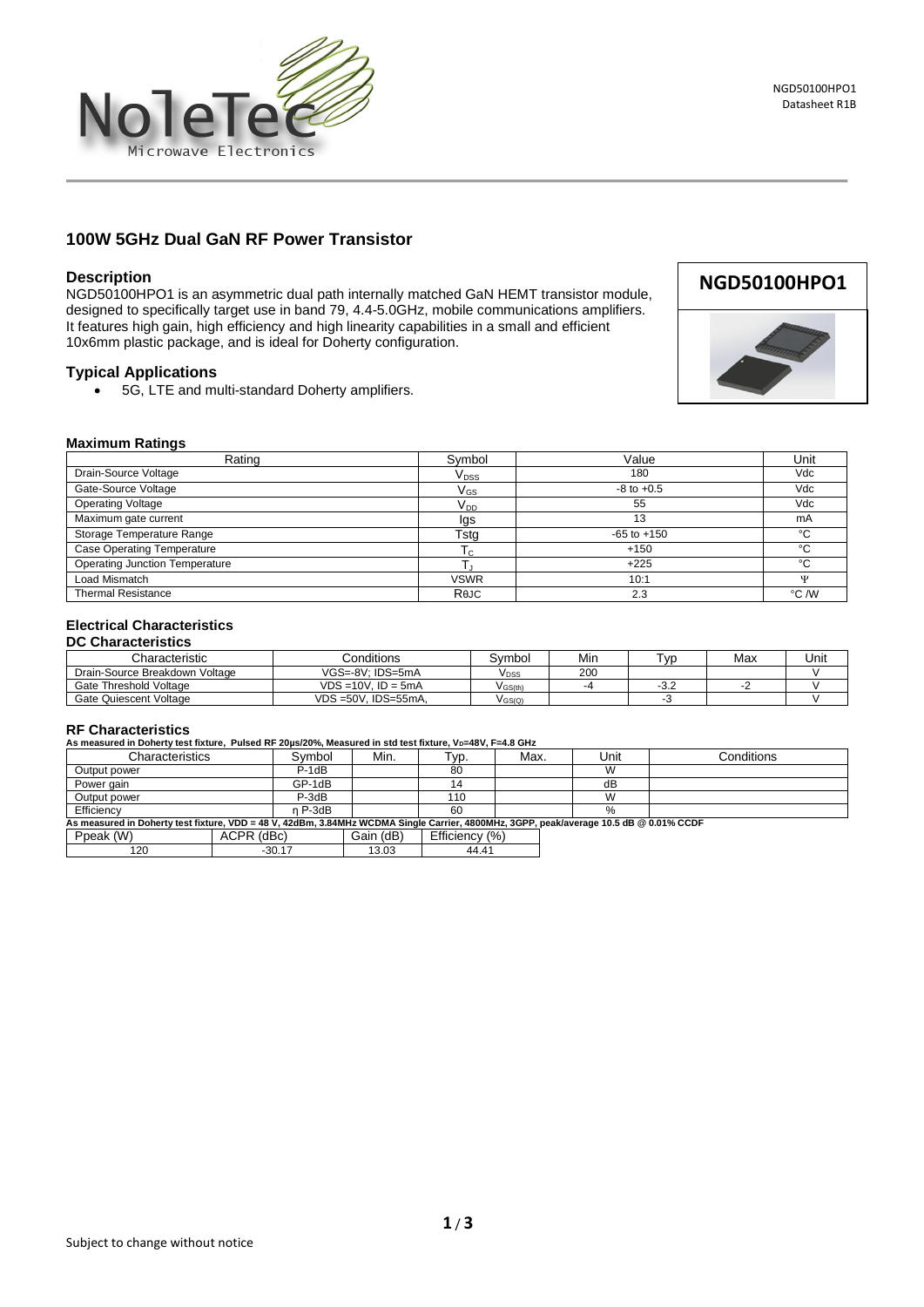# 100W 5GHz Dual GaN RF Power Transistor

## Description

NGD50100HPO1 is an asymmetric dual path internally matched GaN HEMT transistor module, designed to specifically target use in band 79, 4.4-5.0GHz, mobile communications amplifiers. It features high gain, high efficiency and high linearity capabilities in a small and efficient 10x6mm plastic package, and is ideal for Doherty configuration.

**NGD50100HPO1**

## Typical Applications

- 5G, LTE and multi-standard Doherty amplifiers.

### Maximum Ratings

| Rating | Symbol | Value | Unit |
|---|---|---|---|
| Drain-Source Voltage | $V_{DSS}$ | 180 | Vdc |
| Gate-Source Voltage | $V_{GS}$ | -8 to +0.5 | Vdc |
| Operating Voltage | $V_{DD}$ | 55 | Vdc |
| Maximum gate current | Igs | 13 | mA |
| Storage Temperature Range | Tstg | -65 to +150 | °C |
| Case Operating Temperature | $T_C$ | +150 | °C |
| Operating Junction Temperature | $T_J$ | +225 | °C |
| Load Mismatch | VSWR | 10:1 | Ψ |
| Thermal Resistance | RθJC | 2.3 | °C /W |

### Electrical Characteristics

#### DC Characteristics

| Characteristic | Conditions | Symbol | Min | Typ | Max | Unit |
|---|---|---|---|---|---|---|
| Drain-Source Breakdown Voltage | VGS=-8V; IDS=5mA | $V_{DSS}$ | 200 | | | V |
| Gate Threshold Voltage | VDS =10V, ID = 5mA | $V_{GS(th)}$ | -4 | -3.2 | -2 | V |
| Gate Quiescent Voltage | VDS =50V, IDS=55mA, | $V_{GS(Q)}$ | | -3 | | V |

### RF Characteristics

**As measured in Doherty test fixture, Pulsed RF 20µs/20%, Measured in std test fixture, $V_D$=48V, F=4.8 GHz**

| Characteristics | Symbol | Min. | Typ. | Max. | Unit | Conditions |
|---|---|---|---|---|---|---|
| Output power | P-1dB | | 80 | | W | |
| Power gain | GP-1dB | | 14 | | dB | |
| Output power | P-3dB | | 110 | | W | |
| Efficiency | η P-3dB | | 60 | | % | |

**As measured in Doherty test fixture, VDD = 48 V, 42dBm, 3.84MHz WCDMA Single Carrier, 4800MHz, 3GPP, peak/average 10.5 dB @ 0.01% CCDF**

| Ppeak (W) | ACPR (dBc) | Gain (dB) | Efficiency (%) |
|---|---|---|---|
| 120 | -30.17 | 13.03 | 44.41 |

Subject to change without notice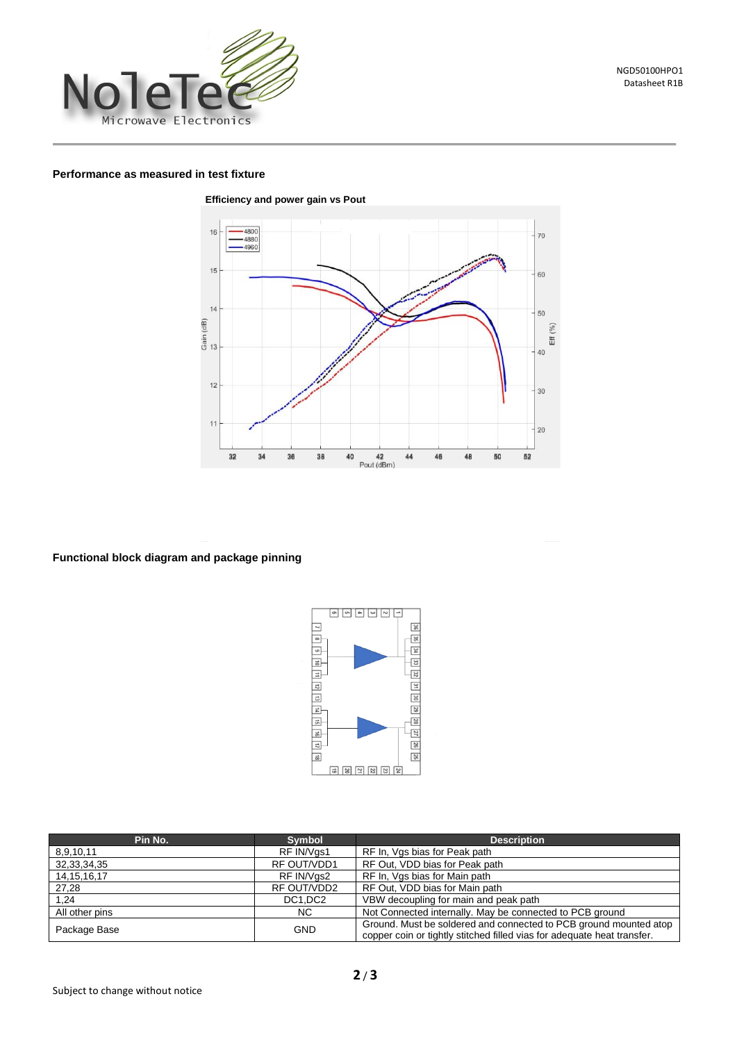## Performance as measured in test fixture

**Efficiency and power gain vs Pout**

## Functional block diagram and package pinning

| Pin No. | Symbol | Description |
|---|---|---|
| 8,9,10,11 | RF IN/Vgs1 | RF In, Vgs bias for Peak path |
| 32,33,34,35 | RF OUT/VDD1 | RF Out, VDD bias for Peak path |
| 14,15,16,17 | RF IN/Vgs2 | RF In, Vgs bias for Main path |
| 27,28 | RF OUT/VDD2 | RF Out, VDD bias for Main path |
| 1,24 | DC1,DC2 | VBW decoupling for main and peak path |
| All other pins | NC | Not Connected internally. May be connected to PCB ground |
| Package Base | GND | Ground. Must be soldered and connected to PCB ground mounted atop copper coin or tightly stitched filled vias for adequate heat transfer. |

Subject to change without notice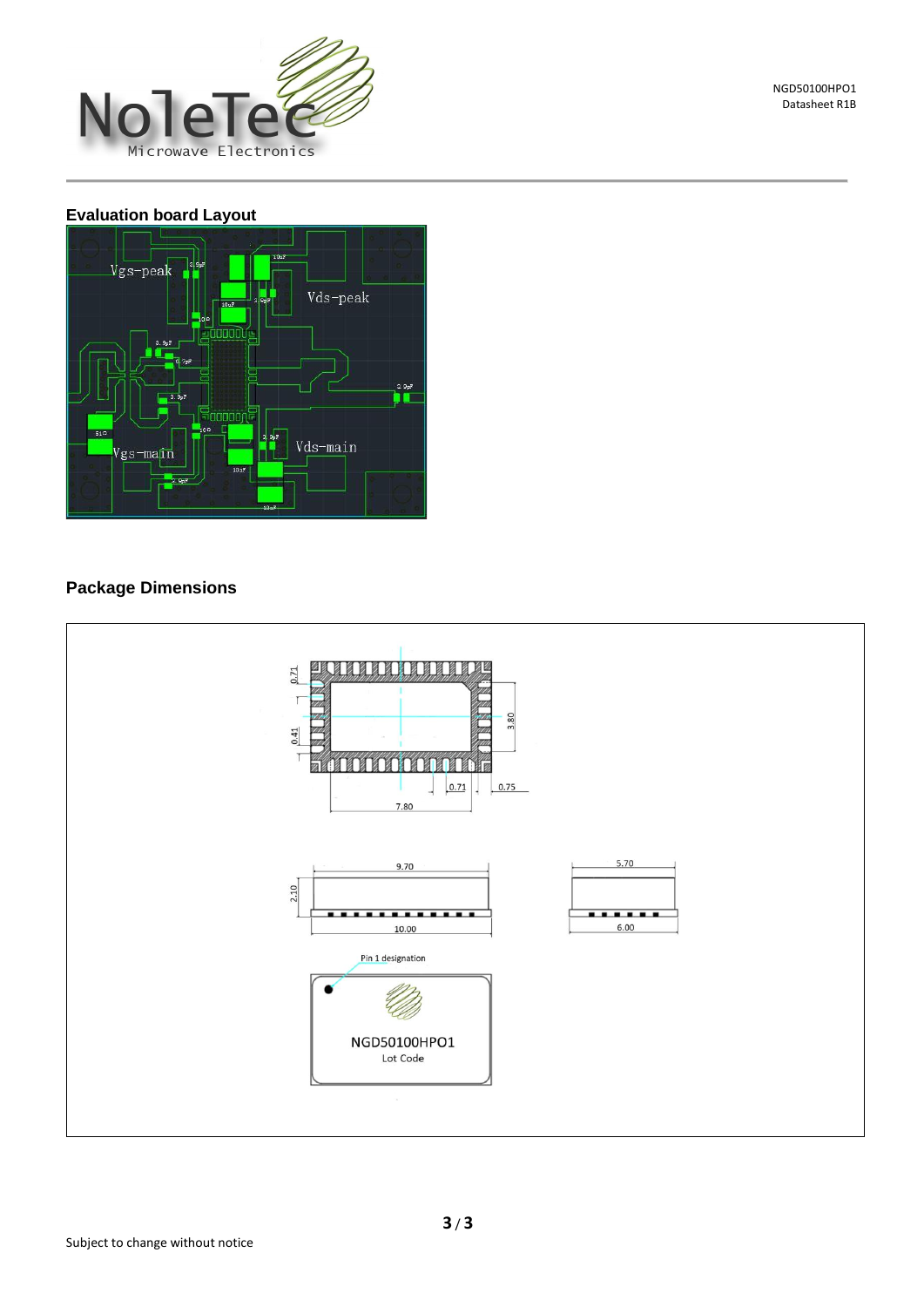## Evaluation board Layout

Vgs-peak

Vds-peak

Vgs-main

Vds-main

10uF

3.9pF

1.0pF

10Ω

2.0pF

51Ω

## Package Dimensions

0.71

0.41

3.80

0.71

0.75

7.80

9.70

2.10

10.00

5.70

6.00

Pin 1 designation

NGD50100HPO1

Lot Code

Subject to change without notice